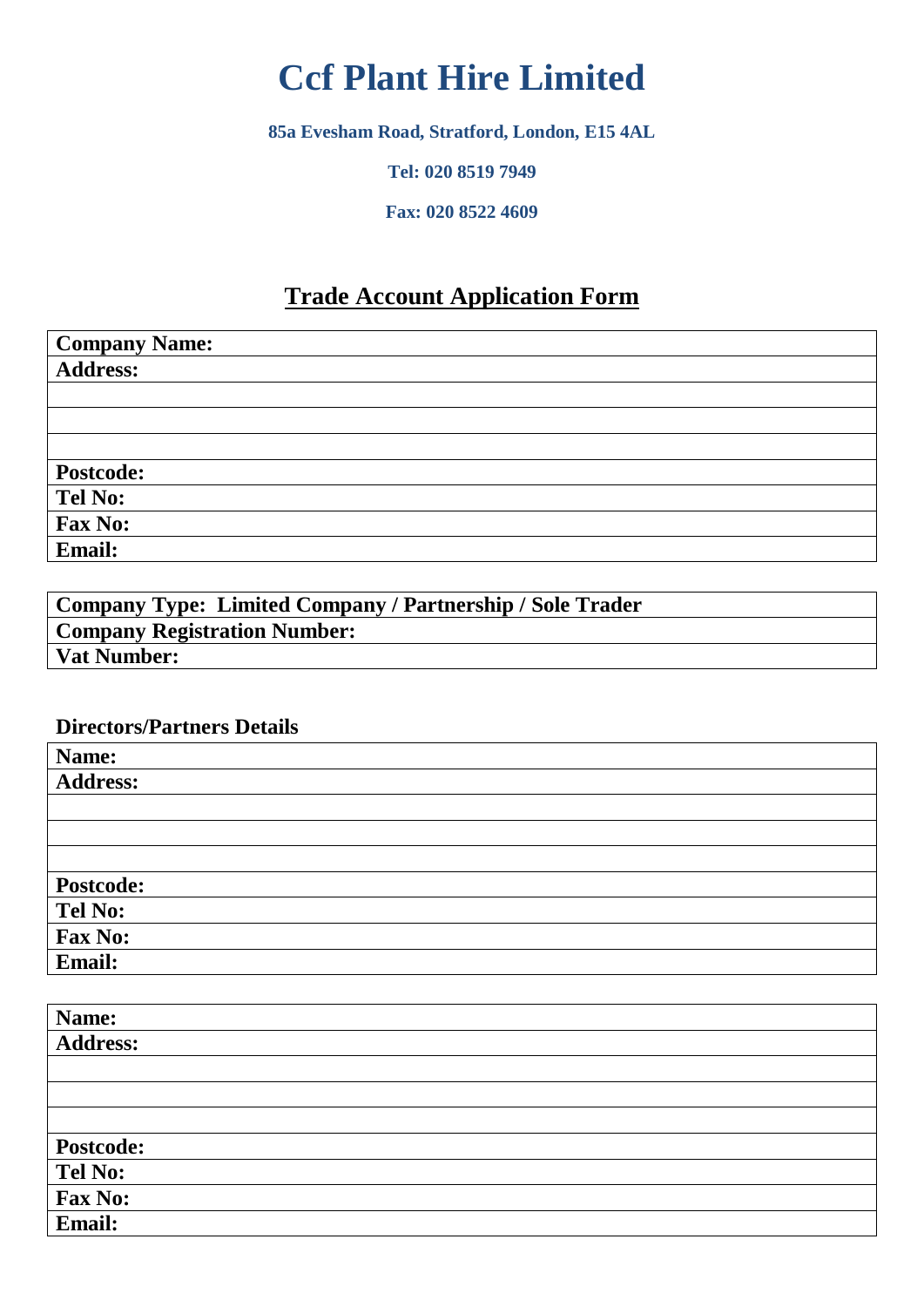# Ccf Plant Hire Limited

**85a Evesham Road, Stratford, London, E15 4AL**

**Tel: 020 8519 7949**

**Fax: 020 8522 4609**

## Trade Account Application Form

| **Company Name:** |
|---|
| **Address:** |
| |
| |
| |
| **Postcode:** |
| **Tel No:** |
| **Fax No:** |
| **Email:** |

| **Company Type: Limited Company / Partnership / Sole Trader** |
|---|
| **Company Registration Number:** |
| **Vat Number:** |

**Directors/Partners Details**

| **Name:** |
|---|
| **Address:** |
| |
| |
| |
| **Postcode:** |
| **Tel No:** |
| **Fax No:** |
| **Email:** |

| **Name:** |
|---|
| **Address:** |
| |
| |
| |
| **Postcode:** |
| **Tel No:** |
| **Fax No:** |
| **Email:** |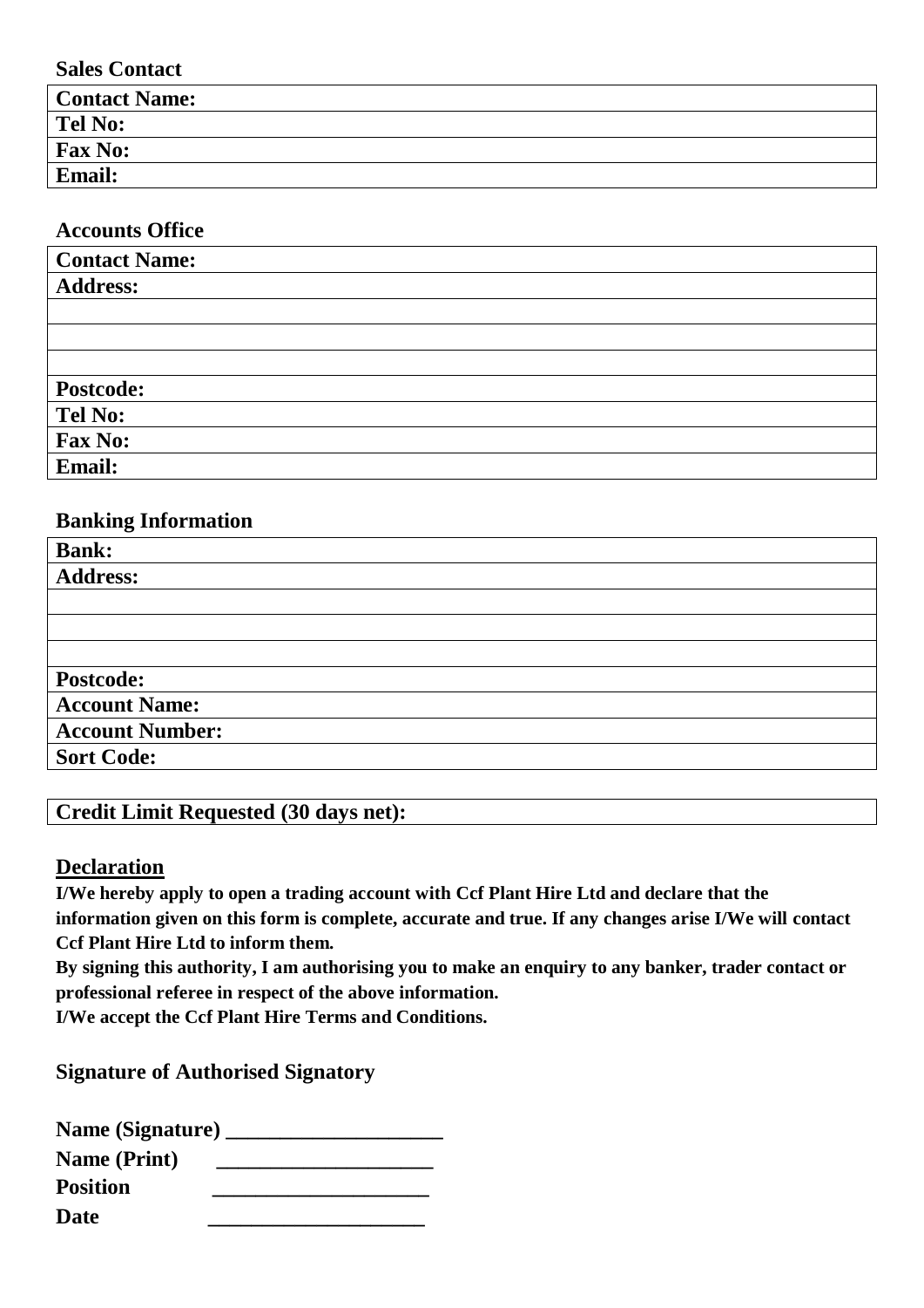**Sales Contact**

| **Contact Name:** |
|---|
| **Tel No:** |
| **Fax No:** |
| **Email:** |

**Accounts Office**

| **Contact Name:** |
|---|
| **Address:** |
| |
| |
| |
| **Postcode:** |
| **Tel No:** |
| **Fax No:** |
| **Email:** |

**Banking Information**

| **Bank:** |
|---|
| **Address:** |
| |
| |
| |
| **Postcode:** |
| **Account Name:** |
| **Account Number:** |
| **Sort Code:** |

| **Credit Limit Requested (30 days net):** |
|---|

## Declaration

**I/We hereby apply to open a trading account with Ccf Plant Hire Ltd and declare that the information given on this form is complete, accurate and true. If any changes arise I/We will contact Ccf Plant Hire Ltd to inform them.**

**By signing this authority, I am authorising you to make an enquiry to any banker, trader contact or professional referee in respect of the above information.**

**I/We accept the Ccf Plant Hire Terms and Conditions.**

**Signature of Authorised Signatory**

**Name (Signature)** ____________________

**Name (Print)** ____________________

**Position** ____________________

**Date** ____________________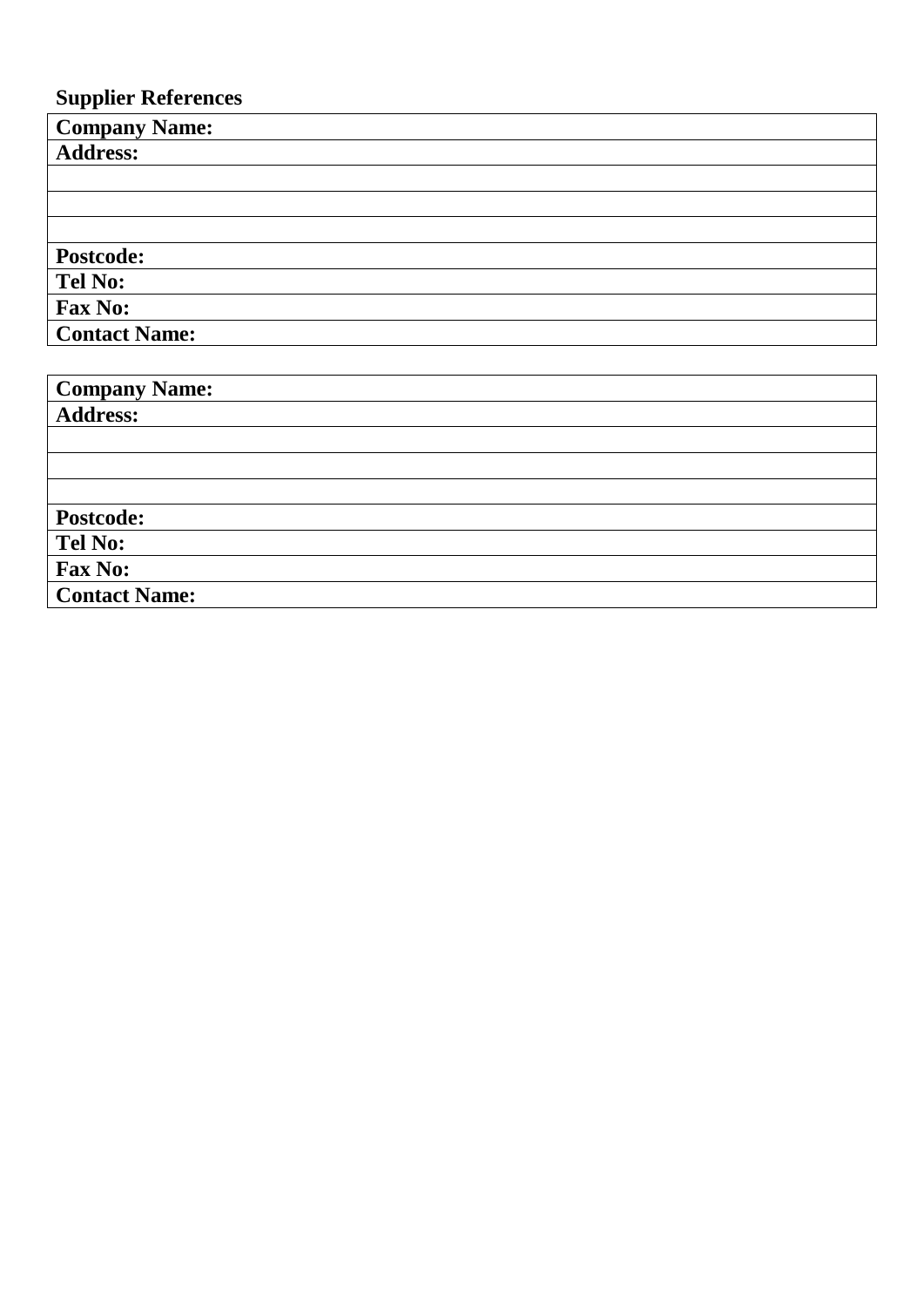## Supplier References

| |
|---|
| **Company Name:** |
| **Address:** |
| |
| |
| |
| **Postcode:** |
| **Tel No:** |
| **Fax No:** |
| **Contact Name:** |

| |
|---|
| **Company Name:** |
| **Address:** |
| |
| |
| |
| **Postcode:** |
| **Tel No:** |
| **Fax No:** |
| **Contact Name:** |